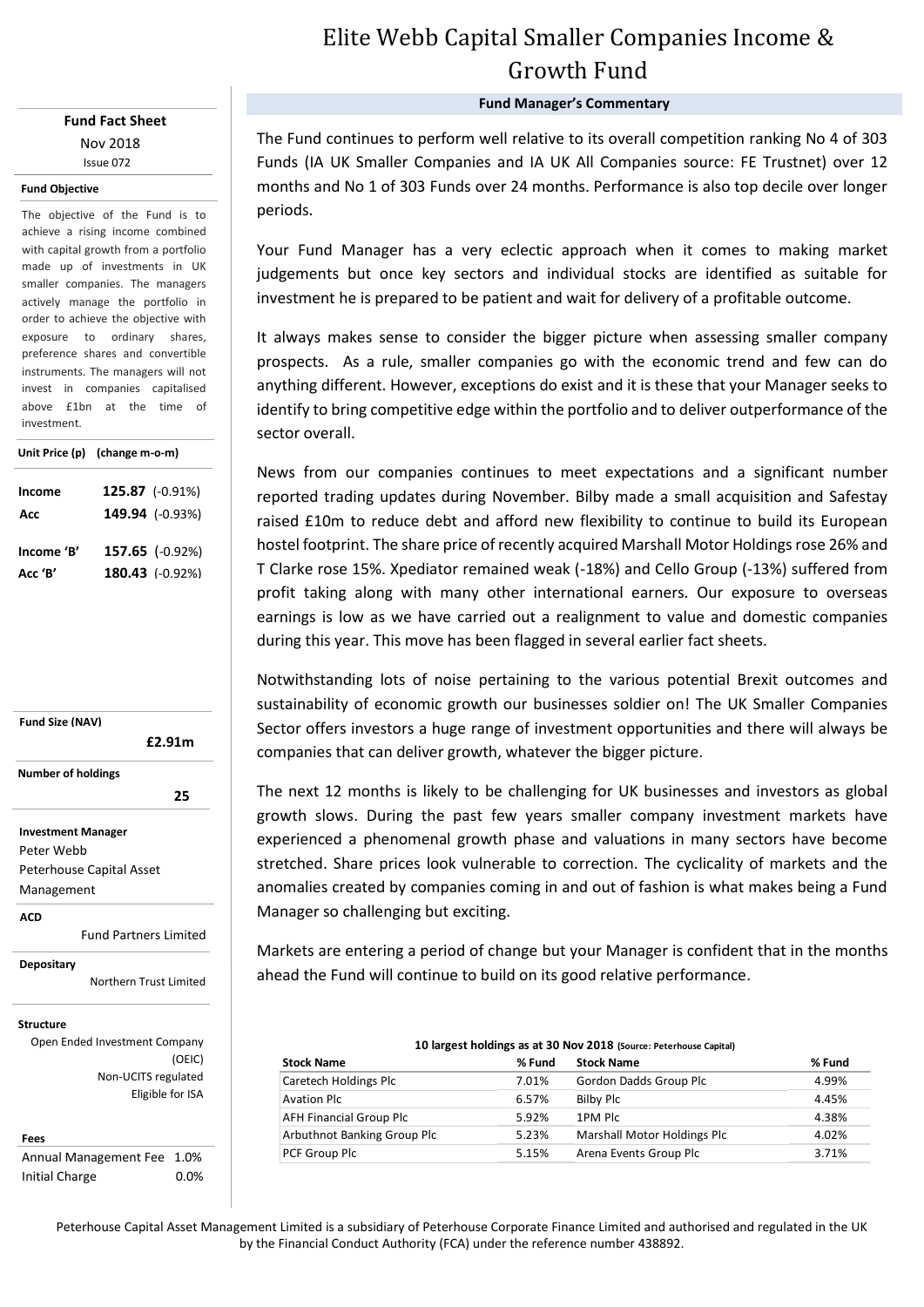# Elite Webb Capital Smaller Companies Income & Growth Fund

**Fund Fact Sheet**

Nov 2018

Issue 072

**Fund Objective**

The objective of the Fund is to achieve a rising income combined with capital growth from a portfolio made up of investments in UK smaller companies. The managers actively manage the portfolio in order to achieve the objective with exposure to ordinary shares, preference shares and convertible instruments. The managers will not invest in companies capitalised above £1bn at the time of investment.

**Unit Price (p) (change m-o-m)**

| | | |
|---|---|---|
| **Income** | **125.87** | (-0.91%) |
| **Acc** | **149.94** | (-0.93%) |
| **Income 'B'** | **157.65** | (-0.92%) |
| **Acc 'B'** | **180.43** | (-0.92%) |

**Fund Size (NAV)**

**£2.91m**

**Number of holdings**

**25**

**Investment Manager**

Peter Webb

Peterhouse Capital Asset Management

**ACD**

Fund Partners Limited

**Depositary**

Northern Trust Limited

**Structure**

Open Ended Investment Company (OEIC)

Non-UCITS regulated

Eligible for ISA

**Fees**

| | |
|---|---|
| Annual Management Fee | 1.0% |
| Initial Charge | 0.0% |

## Fund Manager's Commentary

The Fund continues to perform well relative to its overall competition ranking No 4 of 303 Funds (IA UK Smaller Companies and IA UK All Companies source: FE Trustnet) over 12 months and No 1 of 303 Funds over 24 months. Performance is also top decile over longer periods.

Your Fund Manager has a very eclectic approach when it comes to making market judgements but once key sectors and individual stocks are identified as suitable for investment he is prepared to be patient and wait for delivery of a profitable outcome.

It always makes sense to consider the bigger picture when assessing smaller company prospects. As a rule, smaller companies go with the economic trend and few can do anything different. However, exceptions do exist and it is these that your Manager seeks to identify to bring competitive edge within the portfolio and to deliver outperformance of the sector overall.

News from our companies continues to meet expectations and a significant number reported trading updates during November. Bilby made a small acquisition and Safestay raised £10m to reduce debt and afford new flexibility to continue to build its European hostel footprint. The share price of recently acquired Marshall Motor Holdings rose 26% and T Clarke rose 15%. Xpediator remained weak (-18%) and Cello Group (-13%) suffered from profit taking along with many other international earners. Our exposure to overseas earnings is low as we have carried out a realignment to value and domestic companies during this year. This move has been flagged in several earlier fact sheets.

Notwithstanding lots of noise pertaining to the various potential Brexit outcomes and sustainability of economic growth our businesses soldier on! The UK Smaller Companies Sector offers investors a huge range of investment opportunities and there will always be companies that can deliver growth, whatever the bigger picture.

The next 12 months is likely to be challenging for UK businesses and investors as global growth slows. During the past few years smaller company investment markets have experienced a phenomenal growth phase and valuations in many sectors have become stretched. Share prices look vulnerable to correction. The cyclicality of markets and the anomalies created by companies coming in and out of fashion is what makes being a Fund Manager so challenging but exciting.

Markets are entering a period of change but your Manager is confident that in the months ahead the Fund will continue to build on its good relative performance.

**10 largest holdings as at 30 Nov 2018** (Source: Peterhouse Capital)

| Stock Name | % Fund | Stock Name | % Fund |
|---|---|---|---|
| Caretech Holdings Plc | 7.01% | Gordon Dadds Group Plc | 4.99% |
| Avation Plc | 6.57% | Bilby Plc | 4.45% |
| AFH Financial Group Plc | 5.92% | 1PM Plc | 4.38% |
| Arbuthnot Banking Group Plc | 5.23% | Marshall Motor Holdings Plc | 4.02% |
| PCF Group Plc | 5.15% | Arena Events Group Plc | 3.71% |

Peterhouse Capital Asset Management Limited is a subsidiary of Peterhouse Corporate Finance Limited and authorised and regulated in the UK by the Financial Conduct Authority (FCA) under the reference number 438892.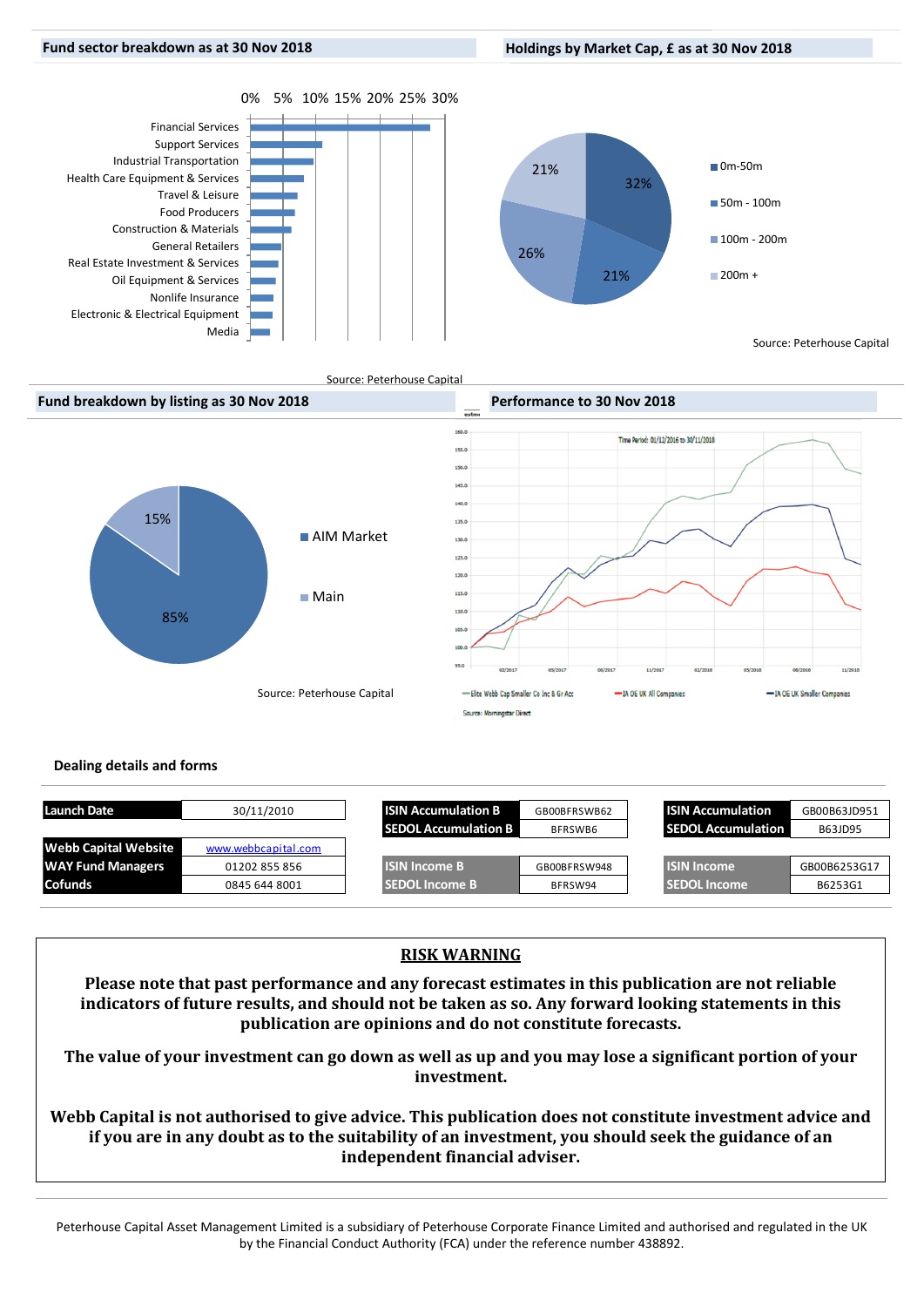## Fund sector breakdown as at 30 Nov 2018

0% 5% 10% 15% 20% 25% 30%

Financial Services
Support Services
Industrial Transportation
Health Care Equipment & Services
Travel & Leisure
Food Producers
Construction & Materials
General Retailers
Real Estate Investment & Services
Oil Equipment & Services
Nonlife Insurance
Electronic & Electrical Equipment
Media

Source: Peterhouse Capital

## Holdings by Market Cap, £ as at 30 Nov 2018

32%
21%
26%
21%

0m-50m
50m - 100m
100m - 200m
200m +

Source: Peterhouse Capital

## Fund breakdown by listing as 30 Nov 2018

15%
85%

AIM Market
Main

Source: Peterhouse Capital

## Performance to 30 Nov 2018

Time Period: 01/12/2016 to 30/11/2018

160.0
155.0
150.0
145.0
140.0
135.0
130.0
125.0
120.0
115.0
110.0
105.0
100.0
95.0

02/2017 05/2017 08/2017 11/2017 02/2018 05/2018 08/2018 11/2018

Elite Webb Cap Smaller Co Inc & Gr Acc
IA OE UK All Companies
IA OE UK Smaller Companies

Source: Morningstar Direct

### Dealing details and forms

| | |
|---|---|
| **Launch Date** | 30/11/2010 |
| **Webb Capital Website** | www.webbcapital.com |
| **WAY Fund Managers** | 01202 855 856 |
| **Cofunds** | 0845 644 8001 |

| | |
|---|---|
| **ISIN Accumulation B** | GB00BFRSWB62 |
| **SEDOL Accumulation B** | BFRSWB6 |
| **ISIN Income B** | GB00BFRSW948 |
| **SEDOL Income B** | BFRSW94 |

| | |
|---|---|
| **ISIN Accumulation** | GB00B63JD951 |
| **SEDOL Accumulation** | B63JD95 |
| **ISIN Income** | GB00B6253G17 |
| **SEDOL Income** | B6253G1 |

## RISK WARNING

**Please note that past performance and any forecast estimates in this publication are not reliable indicators of future results, and should not be taken as so. Any forward looking statements in this publication are opinions and do not constitute forecasts.**

**The value of your investment can go down as well as up and you may lose a significant portion of your investment.**

**Webb Capital is not authorised to give advice. This publication does not constitute investment advice and if you are in any doubt as to the suitability of an investment, you should seek the guidance of an independent financial adviser.**

Peterhouse Capital Asset Management Limited is a subsidiary of Peterhouse Corporate Finance Limited and authorised and regulated in the UK by the Financial Conduct Authority (FCA) under the reference number 438892.